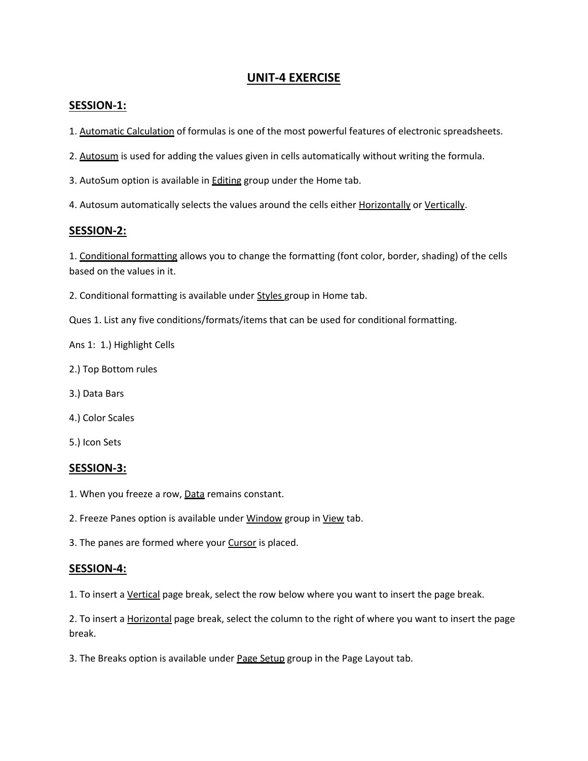# UNIT-4 EXERCISE

## SESSION-1:

1. Automatic Calculation of formulas is one of the most powerful features of electronic spreadsheets.

2. Autosum is used for adding the values given in cells automatically without writing the formula.

3. AutoSum option is available in Editing group under the Home tab.

4. Autosum automatically selects the values around the cells either Horizontally or Vertically.

## SESSION-2:

1. Conditional formatting allows you to change the formatting (font color, border, shading) of the cells based on the values in it.

2. Conditional formatting is available under Styles group in Home tab.

Ques 1. List any five conditions/formats/items that can be used for conditional formatting.

Ans 1: 1.) Highlight Cells

2.) Top Bottom rules

3.) Data Bars

4.) Color Scales

5.) Icon Sets

## SESSION-3:

1. When you freeze a row, Data remains constant.

2. Freeze Panes option is available under Window group in View tab.

3. The panes are formed where your Cursor is placed.

## SESSION-4:

1. To insert a Vertical page break, select the row below where you want to insert the page break.

2. To insert a Horizontal page break, select the column to the right of where you want to insert the page break.

3. The Breaks option is available under Page Setup group in the Page Layout tab.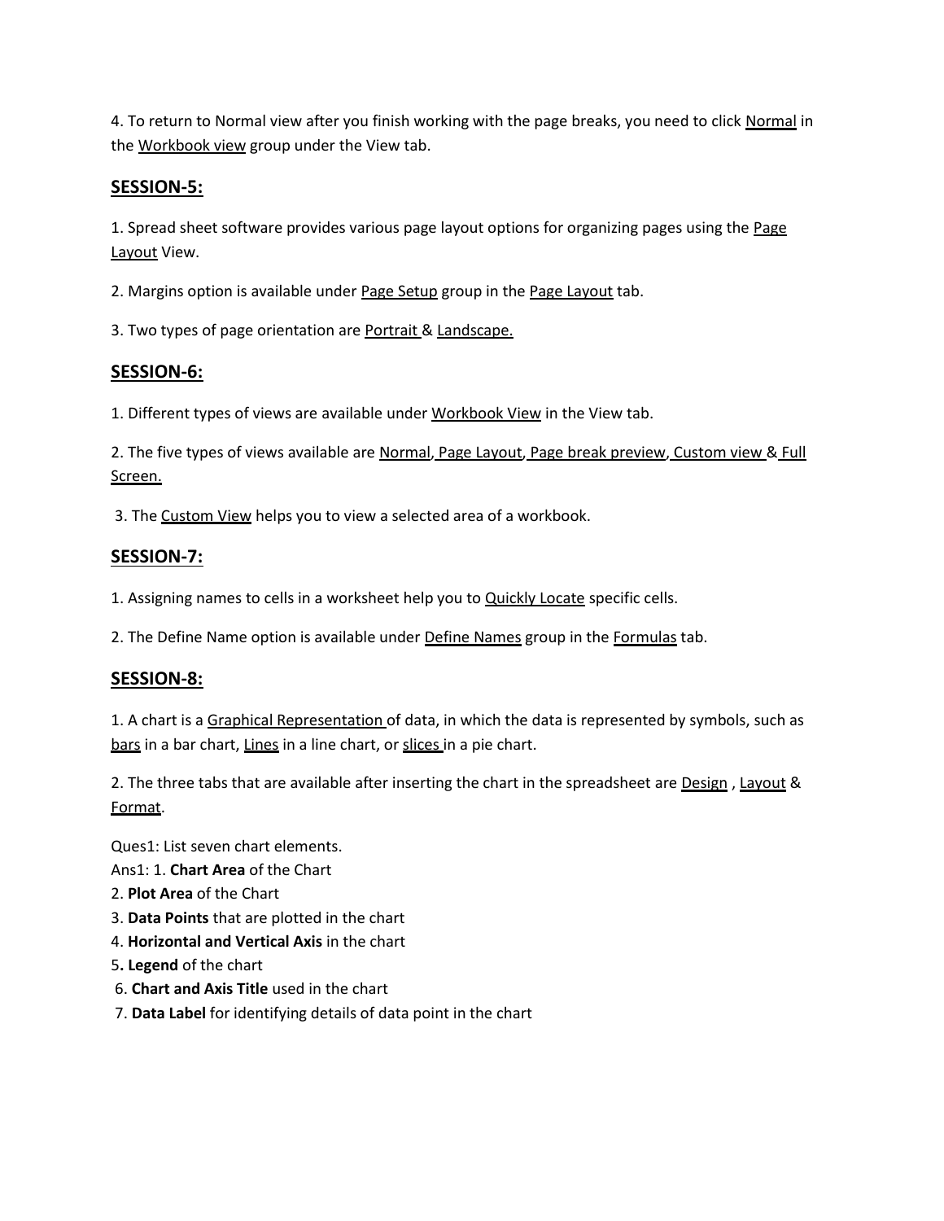4. To return to Normal view after you finish working with the page breaks, you need to click <u>Normal</u> in the <u>Workbook view</u> group under the View tab.

## SESSION-5:

1. Spread sheet software provides various page layout options for organizing pages using the <u>Page Layout</u> View.

2. Margins option is available under <u>Page Setup</u> group in the <u>Page Layout</u> tab.

3. Two types of page orientation are <u>Portrait</u> & <u>Landscape.</u>

## SESSION-6:

1. Different types of views are available under <u>Workbook View</u> in the View tab.

2. The five types of views available are <u>Normal</u>, <u>Page Layout</u>, <u>Page break preview</u>, <u>Custom view</u> & <u>Full Screen.</u>

3. The <u>Custom View</u> helps you to view a selected area of a workbook.

## SESSION-7:

1. Assigning names to cells in a worksheet help you to <u>Quickly Locate</u> specific cells.

2. The Define Name option is available under <u>Define Names</u> group in the <u>Formulas</u> tab.

## SESSION-8:

1. A chart is a <u>Graphical Representation</u> of data, in which the data is represented by symbols, such as <u>bars</u> in a bar chart, <u>Lines</u> in a line chart, or <u>slices</u> in a pie chart.

2. The three tabs that are available after inserting the chart in the spreadsheet are <u>Design</u> , <u>Layout</u> & <u>Format</u>.

Ques1: List seven chart elements.

Ans1: 1. **Chart Area** of the Chart
2. **Plot Area** of the Chart
3. **Data Points** that are plotted in the chart
4. **Horizontal and Vertical Axis** in the chart
5**. Legend** of the chart
6. **Chart and Axis Title** used in the chart
7. **Data Label** for identifying details of data point in the chart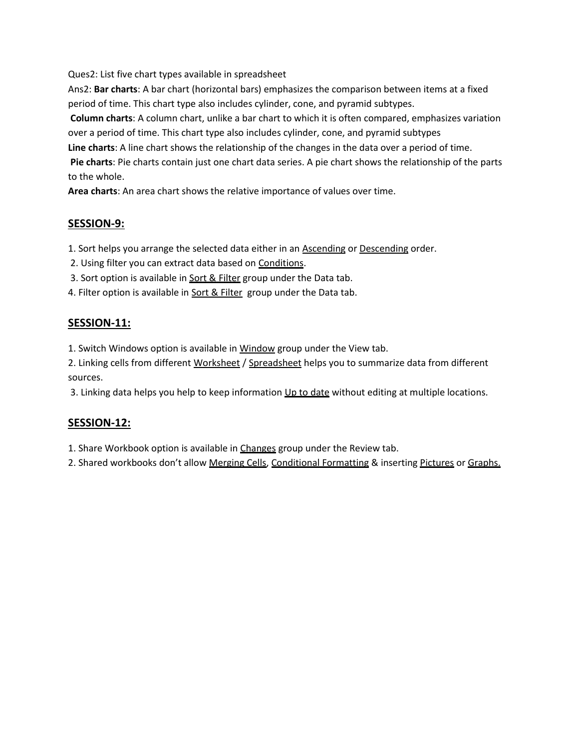Ques2: List five chart types available in spreadsheet

Ans2: **Bar charts**: A bar chart (horizontal bars) emphasizes the comparison between items at a fixed period of time. This chart type also includes cylinder, cone, and pyramid subtypes.

**Column charts**: A column chart, unlike a bar chart to which it is often compared, emphasizes variation over a period of time. This chart type also includes cylinder, cone, and pyramid subtypes

**Line charts**: A line chart shows the relationship of the changes in the data over a period of time.

**Pie charts**: Pie charts contain just one chart data series. A pie chart shows the relationship of the parts to the whole.

**Area charts**: An area chart shows the relative importance of values over time.

## SESSION-9:

1. Sort helps you arrange the selected data either in an Ascending or Descending order.
2. Using filter you can extract data based on Conditions.
3. Sort option is available in Sort & Filter group under the Data tab.
4. Filter option is available in Sort & Filter group under the Data tab.

## SESSION-11:

1. Switch Windows option is available in Window group under the View tab.
2. Linking cells from different Worksheet / Spreadsheet helps you to summarize data from different sources.
3. Linking data helps you help to keep information Up to date without editing at multiple locations.

## SESSION-12:

1. Share Workbook option is available in Changes group under the Review tab.
2. Shared workbooks don't allow Merging Cells, Conditional Formatting & inserting Pictures or Graphs.